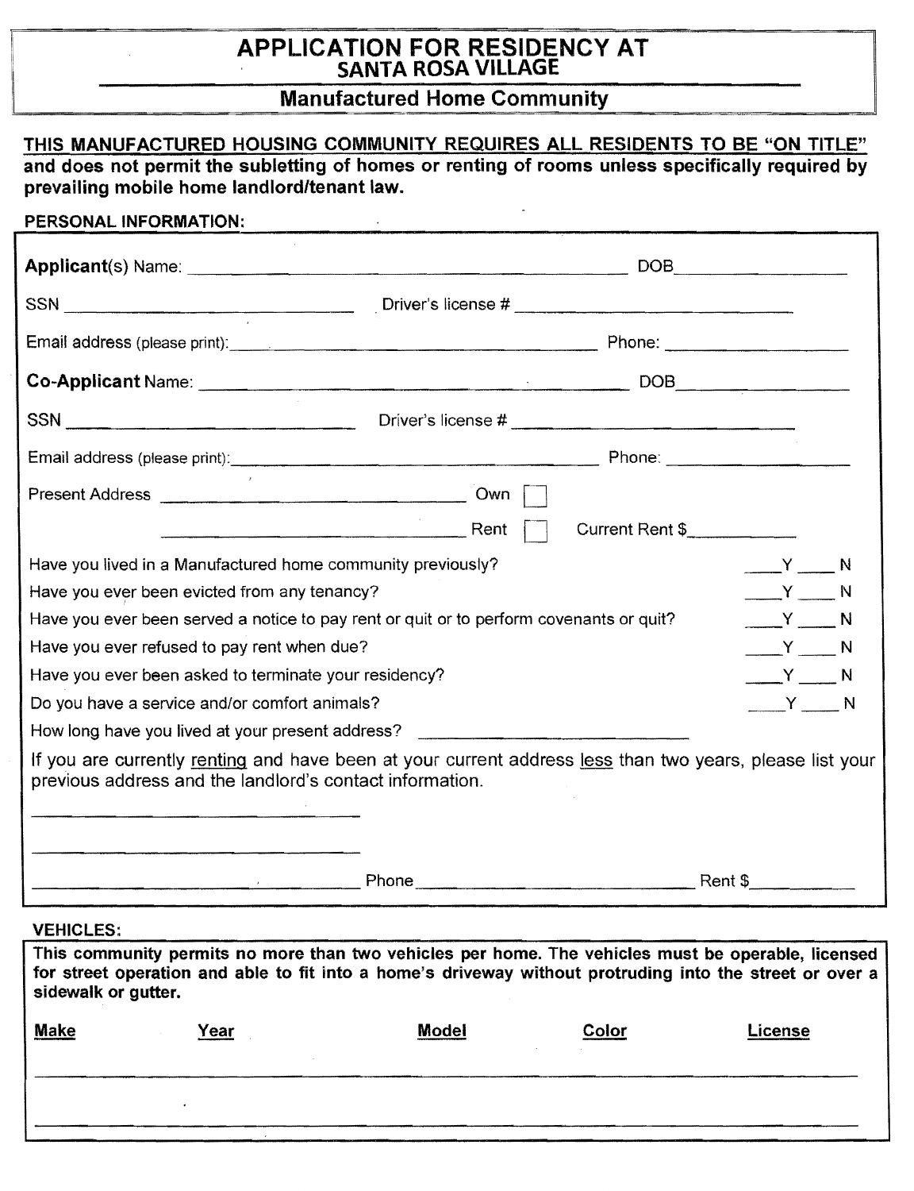# APPLICATION FOR RESIDENCY AT
## SANTA ROSA VILLAGE
### Manufactured Home Community

**THIS MANUFACTURED HOUSING COMMUNITY REQUIRES ALL RESIDENTS TO BE "ON TITLE" and does not permit the subletting of homes or renting of rooms unless specifically required by prevailing mobile home landlord/tenant law.**

**PERSONAL INFORMATION:**

**Applicant**(s) Name: ______________________________ DOB ______________

SSN ______________________ Driver's license # ______________________

Email address (please print): ______________________________ Phone: ______________

**Co-Applicant** Name: ______________________________ DOB ______________

SSN ______________________ Driver's license # ______________________

Email address (please print): ______________________________ Phone: ______________

Present Address ______________________________ Own ☐

______________________________ Rent ☐ Current Rent $__________

Have you lived in a Manufactured home community previously? ____Y ____ N

Have you ever been evicted from any tenancy? ____Y ____ N

Have you ever been served a notice to pay rent or quit or to perform covenants or quit? ____Y ____ N

Have you ever refused to pay rent when due? ____Y ____ N

Have you ever been asked to terminate your residency? ____Y ____ N

Do you have a service and/or comfort animals? ____Y ____ N

How long have you lived at your present address? ______________________

If you are currently renting and have been at your current address less than two years, please list your previous address and the landlord's contact information.

______________________________

______________________________

______________________________ Phone ______________________ Rent $__________

**VEHICLES:**

**This community permits no more than two vehicles per home. The vehicles must be operable, licensed for street operation and able to fit into a home's driveway without protruding into the street or over a sidewalk or gutter.**

| **Make** | **Year** | **Model** | **Color** | **License** |
|---|---|---|---|---|
| | | | | |
| | | | | |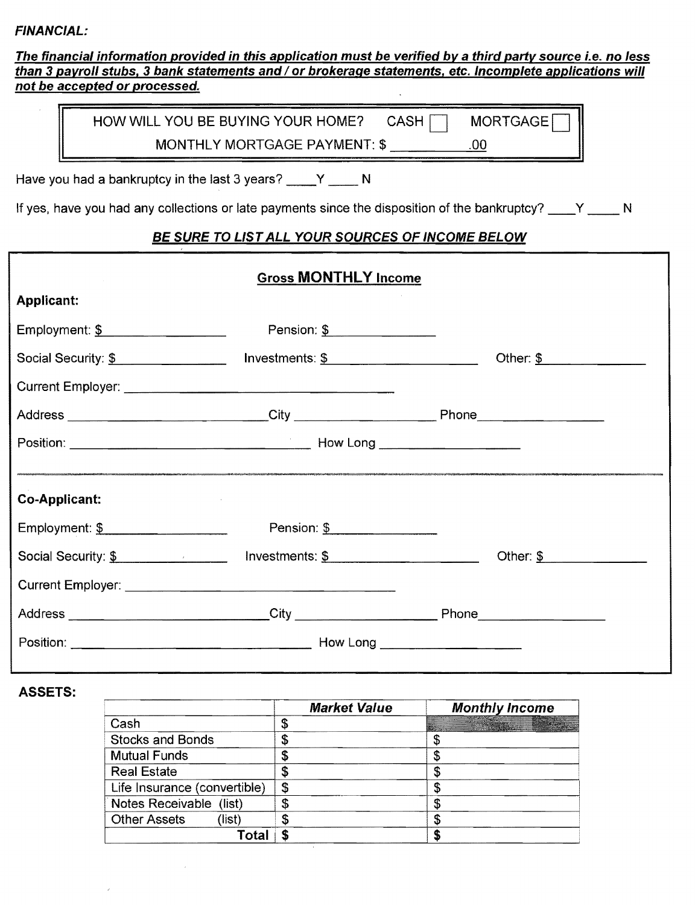***FINANCIAL:***

***<u>The financial information provided in this application must be verified by a third party source i.e. no less than 3 payroll stubs, 3 bank statements and / or brokerage statements, etc. Incomplete applications will not be accepted or processed.</u>***

HOW WILL YOU BE BUYING YOUR HOME? CASH ☐ MORTGAGE ☐

MONTHLY MORTGAGE PAYMENT: $ __________.00

Have you had a bankruptcy in the last 3 years? ____Y ____ N

If yes, have you had any collections or late payments since the disposition of the bankruptcy? ____Y ____ N

***<u>BE SURE TO LIST ALL YOUR SOURCES OF INCOME BELOW</u>***

**<u>Gross MONTHLY Income</u>**

**Applicant:**

Employment: $ ______________ Pension: $ ______________

Social Security: $ ______________ Investments: $ ______________ Other: $ ______________

Current Employer: ______________________________

Address ______________________ City ______________ Phone ______________

Position: ______________________________ How Long ______________

**Co-Applicant:**

Employment: $ ______________ Pension: $ ______________

Social Security: $ ______________ Investments: $ ______________ Other: $ ______________

Current Employer: ______________________________

Address ______________________ City ______________ Phone ______________

Position: ______________________________ How Long ______________

**ASSETS:**

| | ***Market Value*** | ***Monthly Income*** |
|---|---|---|
| Cash | $ | |
| Stocks and Bonds | $ | $ |
| Mutual Funds | $ | $ |
| Real Estate | $ | $ |
| Life Insurance (convertible) | $ | $ |
| Notes Receivable (list) | $ | $ |
| Other Assets (list) | $ | $ |
| **Total** | **$** | **$** |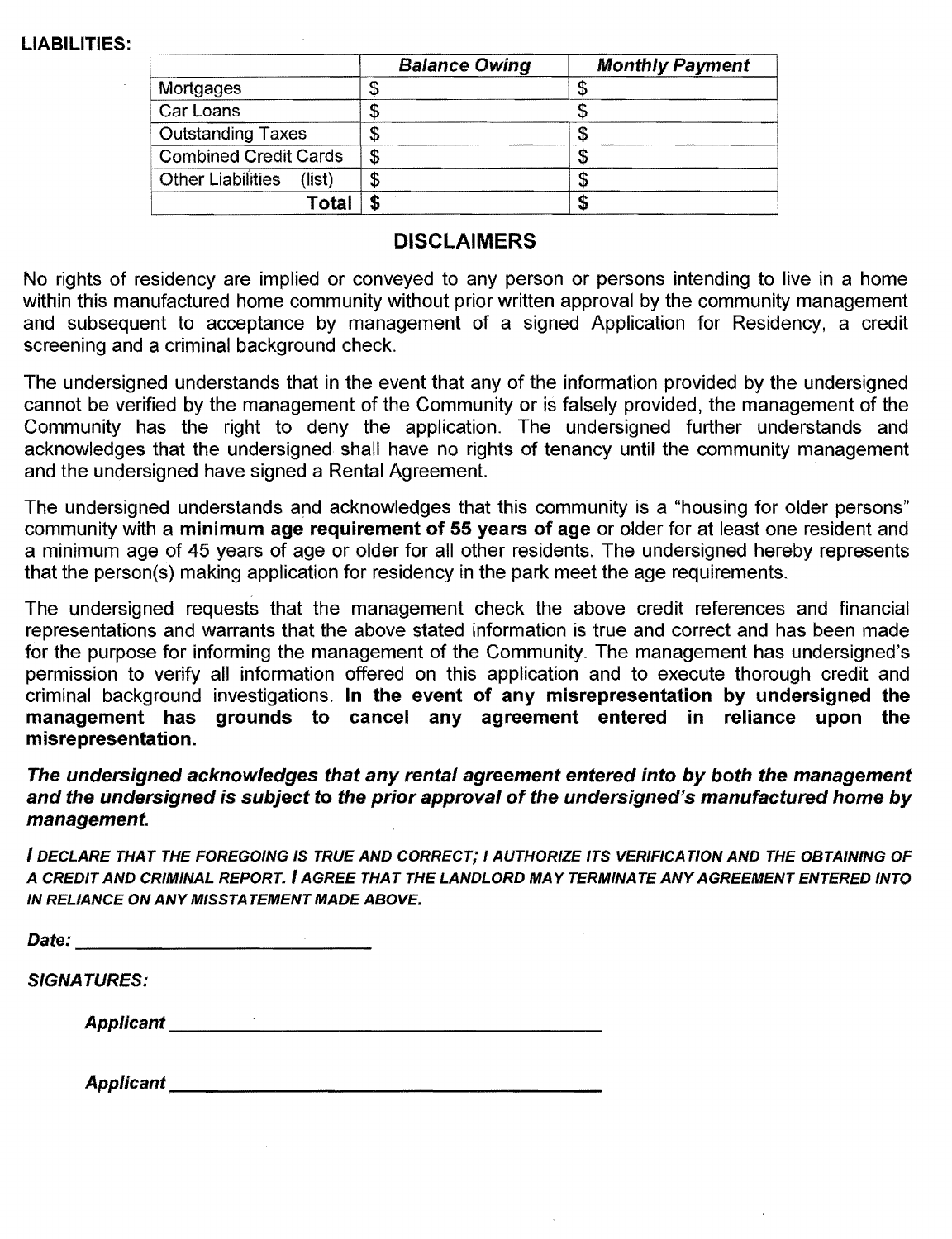**LIABILITIES:**

| | *Balance Owing* | *Monthly Payment* |
|---|---|---|
| Mortgages | $ | $ |
| Car Loans | $ | $ |
| Outstanding Taxes | $ | $ |
| Combined Credit Cards | $ | $ |
| Other Liabilities (list) | $ | $ |
| **Total** | **$** | **$** |

## DISCLAIMERS

No rights of residency are implied or conveyed to any person or persons intending to live in a home within this manufactured home community without prior written approval by the community management and subsequent to acceptance by management of a signed Application for Residency, a credit screening and a criminal background check.

The undersigned understands that in the event that any of the information provided by the undersigned cannot be verified by the management of the Community or is falsely provided, the management of the Community has the right to deny the application. The undersigned further understands and acknowledges that the undersigned shall have no rights of tenancy until the community management and the undersigned have signed a Rental Agreement.

The undersigned understands and acknowledges that this community is a "housing for older persons" community with a **minimum age requirement of 55 years of age** or older for at least one resident and a minimum age of 45 years of age or older for all other residents. The undersigned hereby represents that the person(s) making application for residency in the park meet the age requirements.

The undersigned requests that the management check the above credit references and financial representations and warrants that the above stated information is true and correct and has been made for the purpose for informing the management of the Community. The management has undersigned's permission to verify all information offered on this application and to execute thorough credit and criminal background investigations. **In the event of any misrepresentation by undersigned the management has grounds to cancel any agreement entered in reliance upon the misrepresentation.**

***The undersigned acknowledges that any rental agreement entered into by both the management and the undersigned is subject to the prior approval of the undersigned's manufactured home by management.***

***I DECLARE THAT THE FOREGOING IS TRUE AND CORRECT; I AUTHORIZE ITS VERIFICATION AND THE OBTAINING OF A CREDIT AND CRIMINAL REPORT. I AGREE THAT THE LANDLORD MAY TERMINATE ANY AGREEMENT ENTERED INTO IN RELIANCE ON ANY MISSTATEMENT MADE ABOVE.***

***Date:*** ______________________________

***SIGNATURES:***

***Applicant*** ____________________________________________

***Applicant*** ____________________________________________